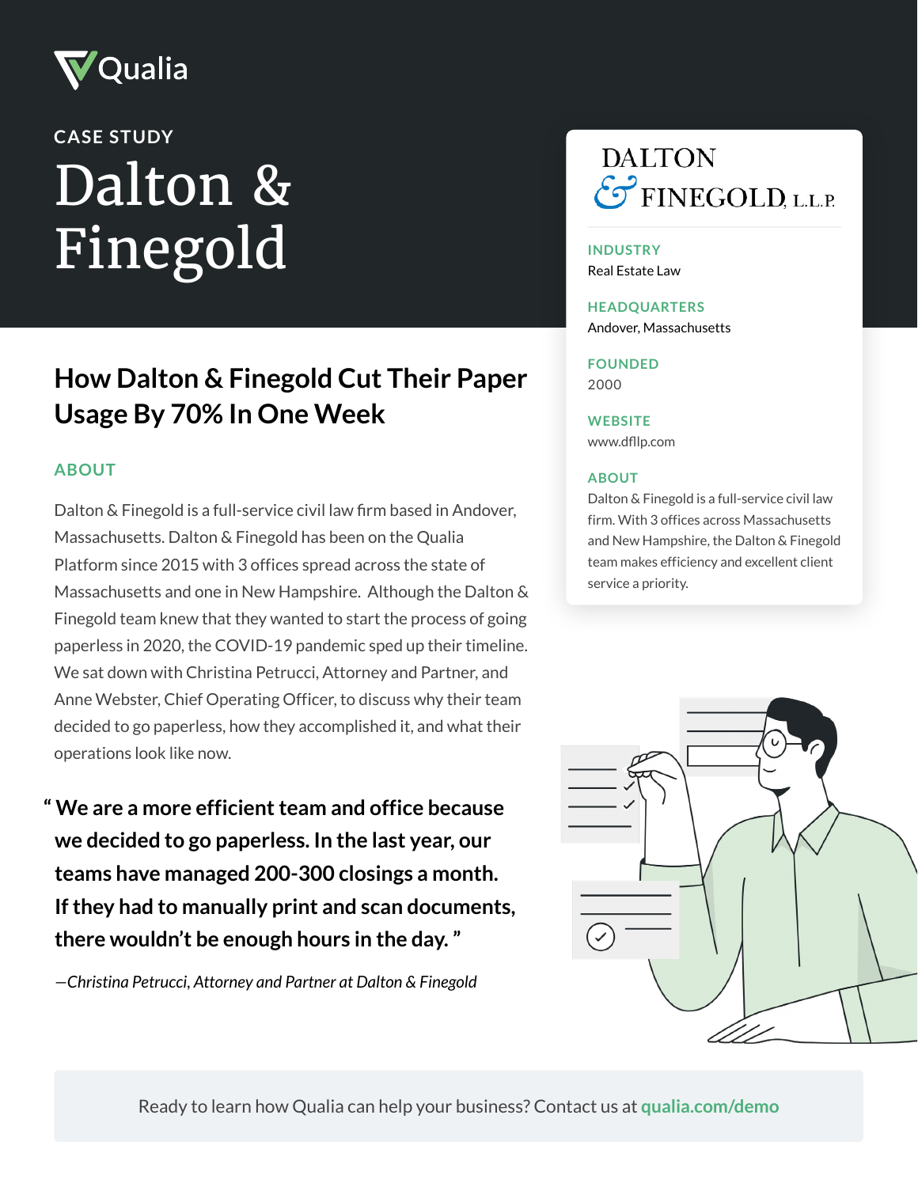Qualia

CASE STUDY

# Dalton & Finegold

DALTON & FINEGOLD, L.L.P.

**INDUSTRY**
Real Estate Law

**HEADQUARTERS**
Andover, Massachusetts

**FOUNDED**
2000

**WEBSITE**
www.dfllp.com

**ABOUT**
Dalton & Finegold is a full-service civil law firm. With 3 offices across Massachusetts and New Hampshire, the Dalton & Finegold team makes efficiency and excellent client service a priority.

## How Dalton & Finegold Cut Their Paper Usage By 70% In One Week

### ABOUT

Dalton & Finegold is a full-service civil law firm based in Andover, Massachusetts. Dalton & Finegold has been on the Qualia Platform since 2015 with 3 offices spread across the state of Massachusetts and one in New Hampshire. Although the Dalton & Finegold team knew that they wanted to start the process of going paperless in 2020, the COVID-19 pandemic sped up their timeline. We sat down with Christina Petrucci, Attorney and Partner, and Anne Webster, Chief Operating Officer, to discuss why their team decided to go paperless, how they accomplished it, and what their operations look like now.

> **"We are a more efficient team and office because we decided to go paperless. In the last year, our teams have managed 200-300 closings a month. If they had to manually print and scan documents, there wouldn't be enough hours in the day."**
>
> *—Christina Petrucci, Attorney and Partner at Dalton & Finegold*

Ready to learn how Qualia can help your business? Contact us at **qualia.com/demo**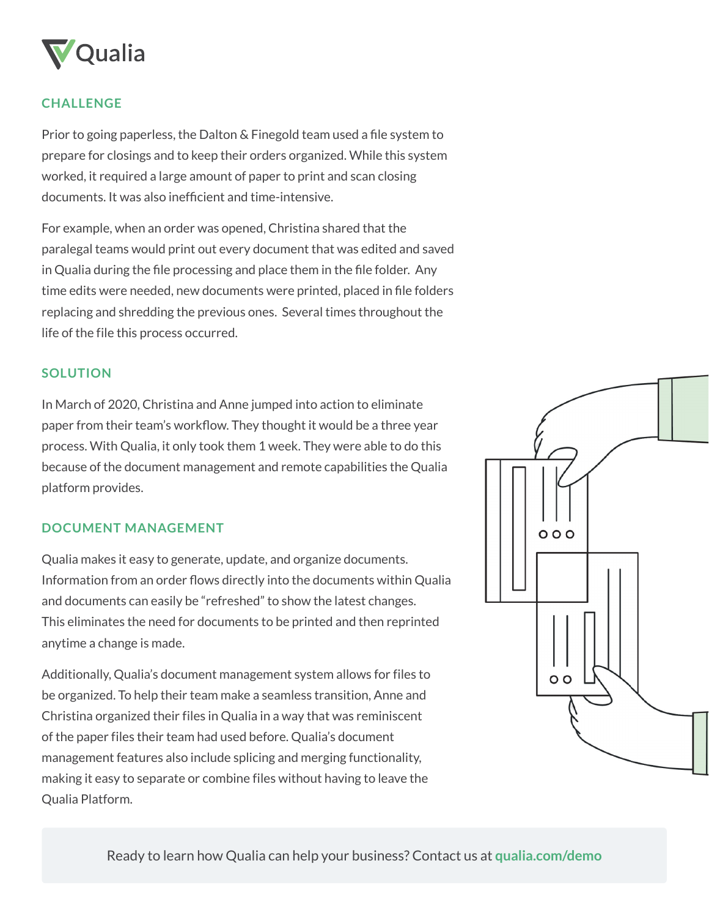## CHALLENGE

Prior to going paperless, the Dalton & Finegold team used a file system to prepare for closings and to keep their orders organized. While this system worked, it required a large amount of paper to print and scan closing documents. It was also inefficient and time-intensive.

For example, when an order was opened, Christina shared that the paralegal teams would print out every document that was edited and saved in Qualia during the file processing and place them in the file folder. Any time edits were needed, new documents were printed, placed in file folders replacing and shredding the previous ones. Several times throughout the life of the file this process occurred.

## SOLUTION

In March of 2020, Christina and Anne jumped into action to eliminate paper from their team's workflow. They thought it would be a three year process. With Qualia, it only took them 1 week. They were able to do this because of the document management and remote capabilities the Qualia platform provides.

## DOCUMENT MANAGEMENT

Qualia makes it easy to generate, update, and organize documents. Information from an order flows directly into the documents within Qualia and documents can easily be "refreshed" to show the latest changes. This eliminates the need for documents to be printed and then reprinted anytime a change is made.

Additionally, Qualia's document management system allows for files to be organized. To help their team make a seamless transition, Anne and Christina organized their files in Qualia in a way that was reminiscent of the paper files their team had used before. Qualia's document management features also include splicing and merging functionality, making it easy to separate or combine files without having to leave the Qualia Platform.

Ready to learn how Qualia can help your business? Contact us at **qualia.com/demo**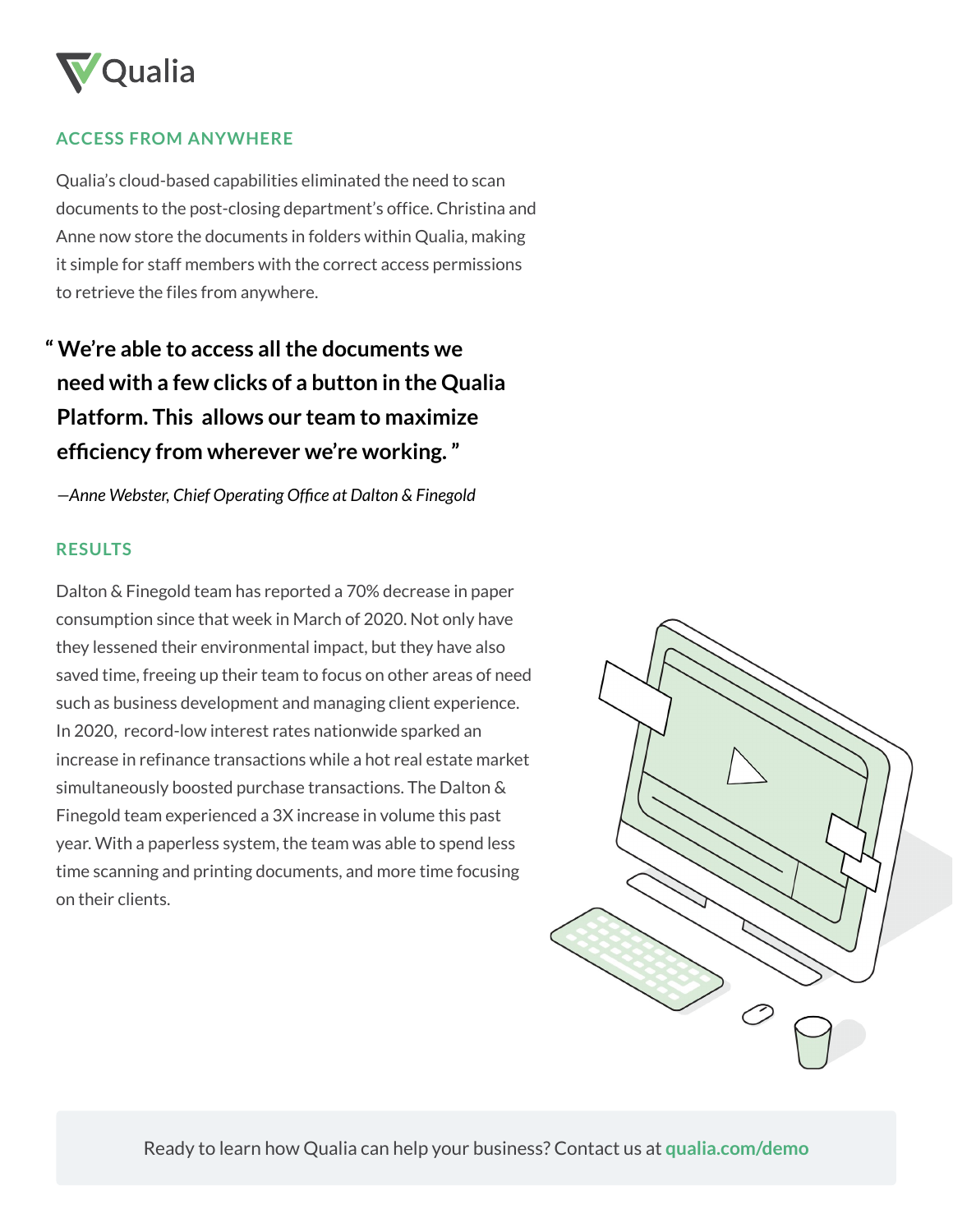Qualia

## ACCESS FROM ANYWHERE

Qualia's cloud-based capabilities eliminated the need to scan documents to the post-closing department's office. Christina and Anne now store the documents in folders within Qualia, making it simple for staff members with the correct access permissions to retrieve the files from anywhere.

> **" We're able to access all the documents we need with a few clicks of a button in the Qualia Platform. This allows our team to maximize efficiency from wherever we're working. "**
>
> *—Anne Webster, Chief Operating Office at Dalton & Finegold*

## RESULTS

Dalton & Finegold team has reported a 70% decrease in paper consumption since that week in March of 2020. Not only have they lessened their environmental impact, but they have also saved time, freeing up their team to focus on other areas of need such as business development and managing client experience. In 2020, record-low interest rates nationwide sparked an increase in refinance transactions while a hot real estate market simultaneously boosted purchase transactions. The Dalton & Finegold team experienced a 3X increase in volume this past year. With a paperless system, the team was able to spend less time scanning and printing documents, and more time focusing on their clients.

Ready to learn how Qualia can help your business? Contact us at **qualia.com/demo**